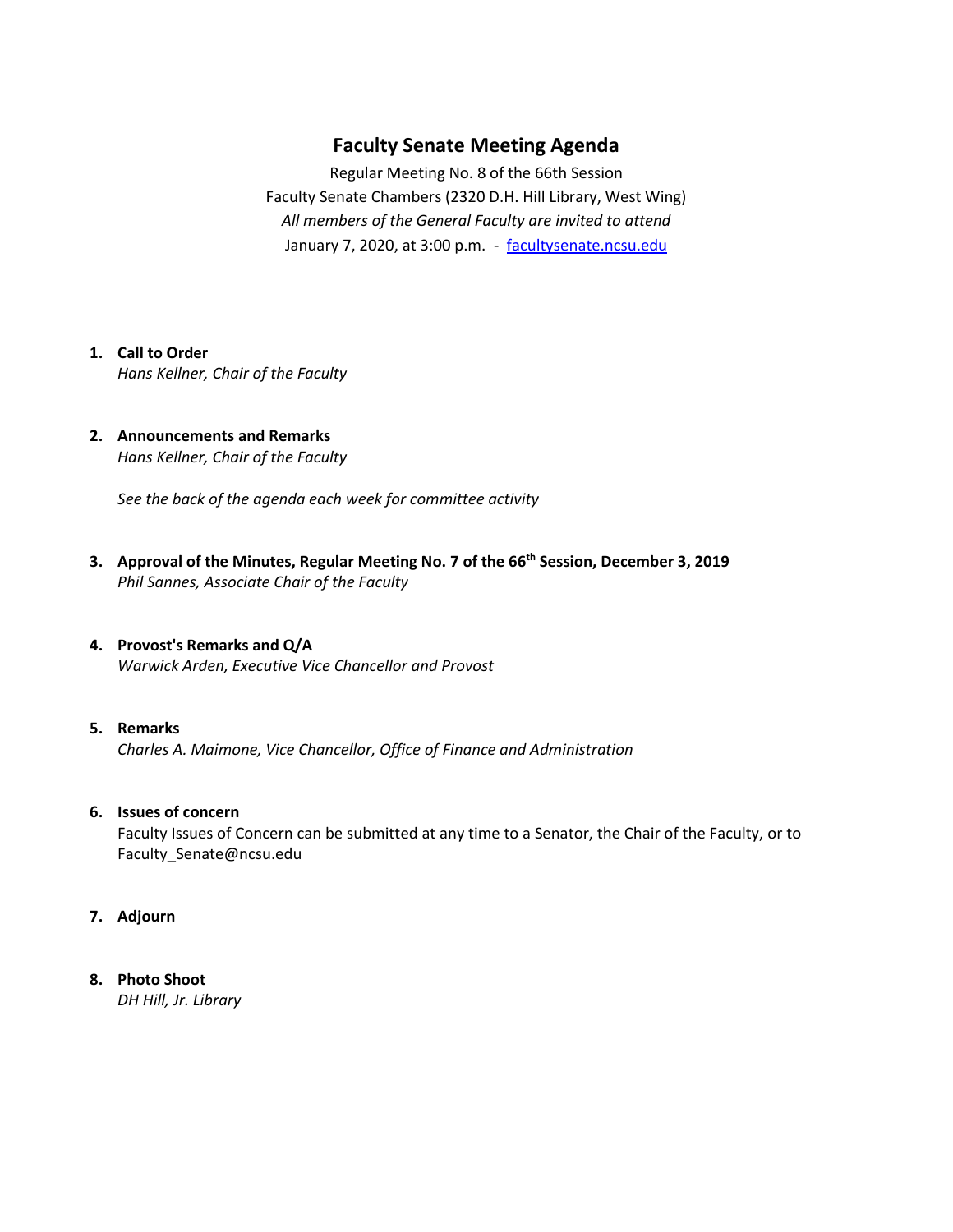# Faculty Senate Meeting Agenda

Regular Meeting No. 8 of the 66th Session
Faculty Senate Chambers (2320 D.H. Hill Library, West Wing)
*All members of the General Faculty are invited to attend*
January 7, 2020, at 3:00 p.m. - facultysenate.ncsu.edu

1. **Call to Order**
   *Hans Kellner, Chair of the Faculty*

2. **Announcements and Remarks**
   *Hans Kellner, Chair of the Faculty*

   *See the back of the agenda each week for committee activity*

3. **Approval of the Minutes, Regular Meeting No. 7 of the 66th Session, December 3, 2019**
   *Phil Sannes, Associate Chair of the Faculty*

4. **Provost's Remarks and Q/A**
   *Warwick Arden, Executive Vice Chancellor and Provost*

5. **Remarks**
   *Charles A. Maimone, Vice Chancellor, Office of Finance and Administration*

6. **Issues of concern**
   Faculty Issues of Concern can be submitted at any time to a Senator, the Chair of the Faculty, or to Faculty_Senate@ncsu.edu

7. **Adjourn**

8. **Photo Shoot**
   *DH Hill, Jr. Library*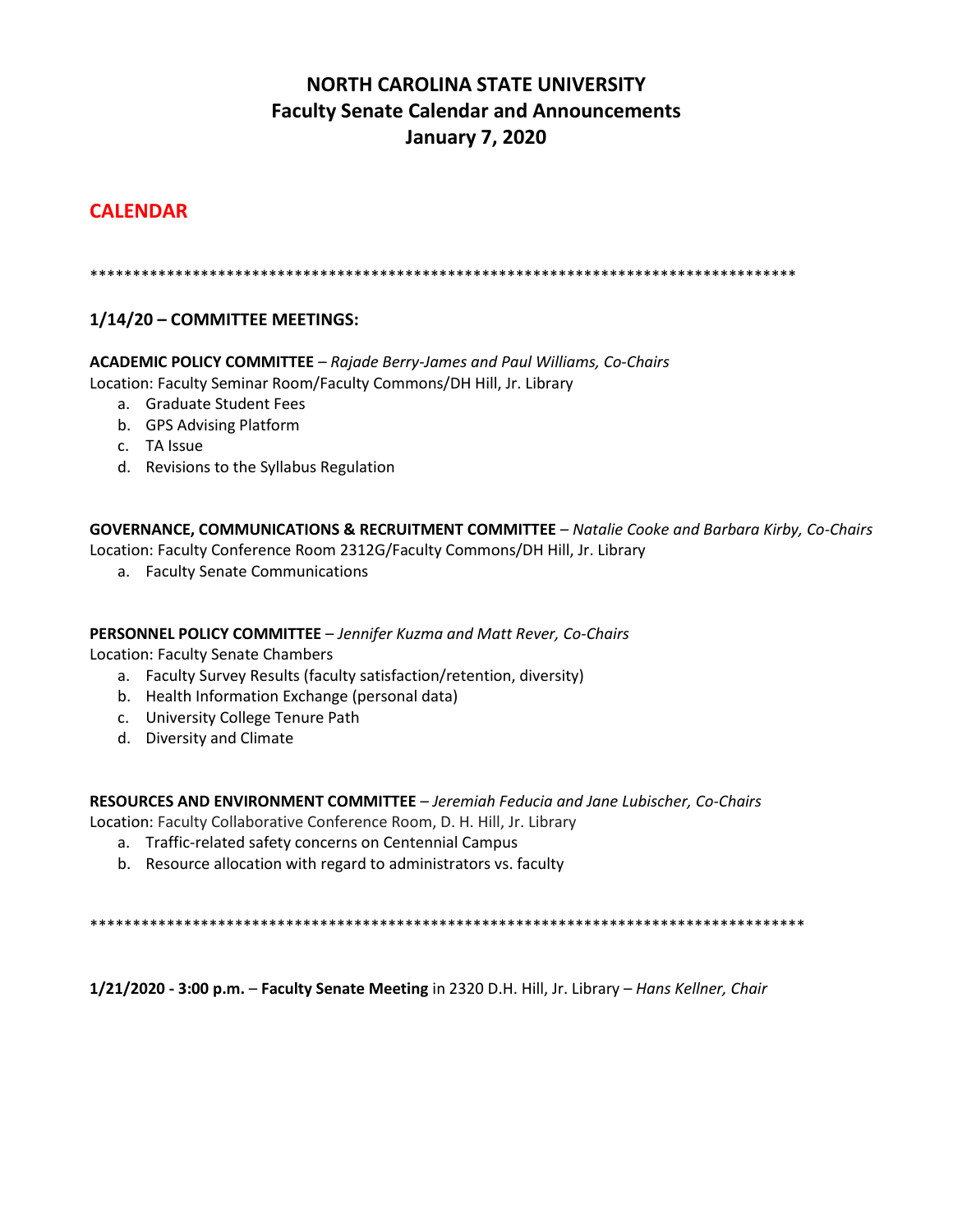# NORTH CAROLINA STATE UNIVERSITY
# Faculty Senate Calendar and Announcements
# January 7, 2020

## CALENDAR

*************************************************************************************

### 1/14/20 – COMMITTEE MEETINGS:

**ACADEMIC POLICY COMMITTEE** – *Rajade Berry-James and Paul Williams, Co-Chairs*
Location: Faculty Seminar Room/Faculty Commons/DH Hill, Jr. Library

a. Graduate Student Fees
b. GPS Advising Platform
c. TA Issue
d. Revisions to the Syllabus Regulation

**GOVERNANCE, COMMUNICATIONS & RECRUITMENT COMMITTEE** – *Natalie Cooke and Barbara Kirby, Co-Chairs*
Location: Faculty Conference Room 2312G/Faculty Commons/DH Hill, Jr. Library

a. Faculty Senate Communications

**PERSONNEL POLICY COMMITTEE** – *Jennifer Kuzma and Matt Rever, Co-Chairs*
Location: Faculty Senate Chambers

a. Faculty Survey Results (faculty satisfaction/retention, diversity)
b. Health Information Exchange (personal data)
c. University College Tenure Path
d. Diversity and Climate

**RESOURCES AND ENVIRONMENT COMMITTEE** – *Jeremiah Feducia and Jane Lubischer, Co-Chairs*
Location: Faculty Collaborative Conference Room, D. H. Hill, Jr. Library

a. Traffic-related safety concerns on Centennial Campus
b. Resource allocation with regard to administrators vs. faculty

*************************************************************************************

**1/21/2020 - 3:00 p.m.** – **Faculty Senate Meeting** in 2320 D.H. Hill, Jr. Library – *Hans Kellner, Chair*